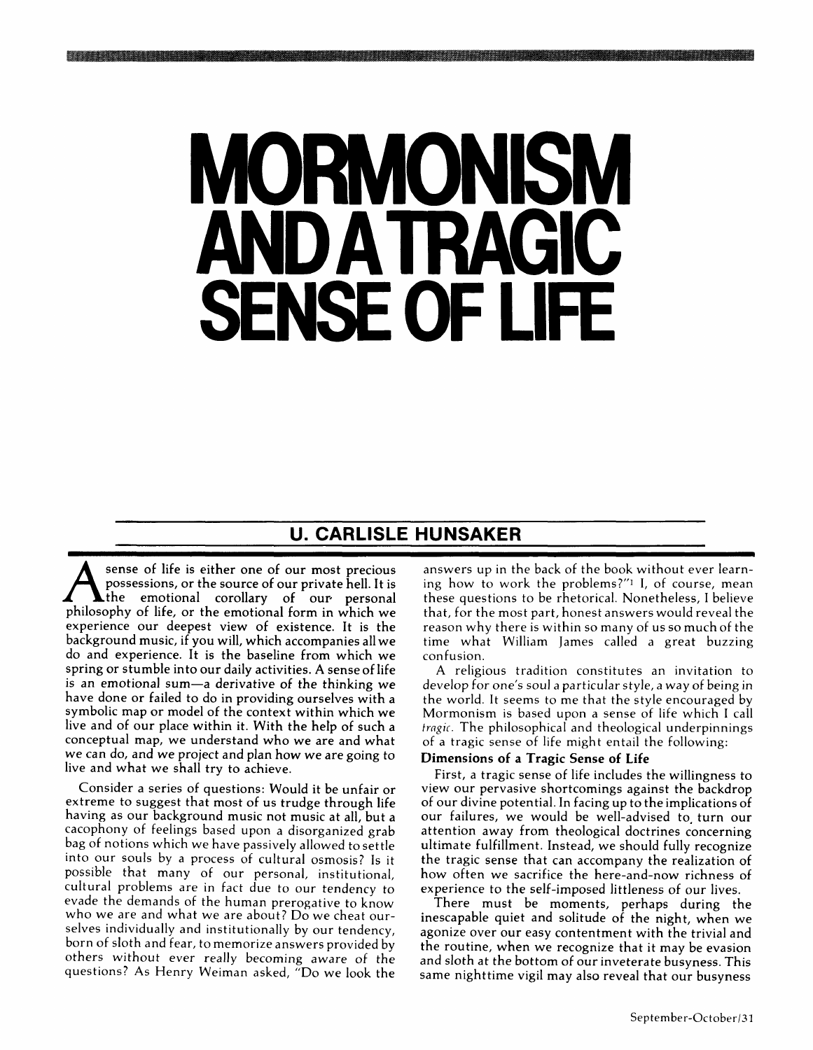# MORMONISM AND A TRAGIC SENSE OF LIFE

## U. CARLISLE HUNSAKER

A sense of life is either one of our most precious possessions, or the source of our private hell. It is the emotional corollary of our personal philosophy of life, or the emotional form in which we experience our deepest view of existence. It is the background music, if you will, which accompanies all we do and experience. It is the baseline from which we spring or stumble into our daily activities. A sense of life is an emotional sum—a derivative of the thinking we have done or failed to do in providing ourselves with a symbolic map or model of the context within which we live and of our place within it. With the help of such a conceptual map, we understand who we are and what we can do, and we project and plan how we are going to live and what we shall try to achieve.

Consider a series of questions: Would it be unfair or extreme to suggest that most of us trudge through life having as our background music not music at all, but a cacophony of feelings based upon a disorganized grab bag of notions which we have passively allowed to settle into our souls by a process of cultural osmosis? Is it possible that many of our personal, institutional, cultural problems are in fact due to our tendency to evade the demands of the human prerogative to know who we are and what we are about? Do we cheat ourselves individually and institutionally by our tendency, born of sloth and fear, to memorize answers provided by others without ever really becoming aware of the questions? As Henry Weiman asked, "Do we look the answers up in the back of the book without ever learning how to work the problems?"[1] I, of course, mean these questions to be rhetorical. Nonetheless, I believe that, for the most part, honest answers would reveal the reason why there is within so many of us so much of the time what William James called a great buzzing confusion.

A religious tradition constitutes an invitation to develop for one's soul a particular style, a way of being in the world. It seems to me that the style encouraged by Mormonism is based upon a sense of life which I call *tragic*. The philosophical and theological underpinnings of a tragic sense of life might entail the following:

**Dimensions of a Tragic Sense of Life**

First, a tragic sense of life includes the willingness to view our pervasive shortcomings against the backdrop of our divine potential. In facing up to the implications of our failures, we would be well-advised to turn our attention away from theological doctrines concerning ultimate fulfillment. Instead, we should fully recognize the tragic sense that can accompany the realization of how often we sacrifice the here-and-now richness of experience to the self-imposed littleness of our lives.

There must be moments, perhaps during the inescapable quiet and solitude of the night, when we agonize over our easy contentment with the trivial and the routine, when we recognize that it may be evasion and sloth at the bottom of our inveterate busyness. This same nighttime vigil may also reveal that our busyness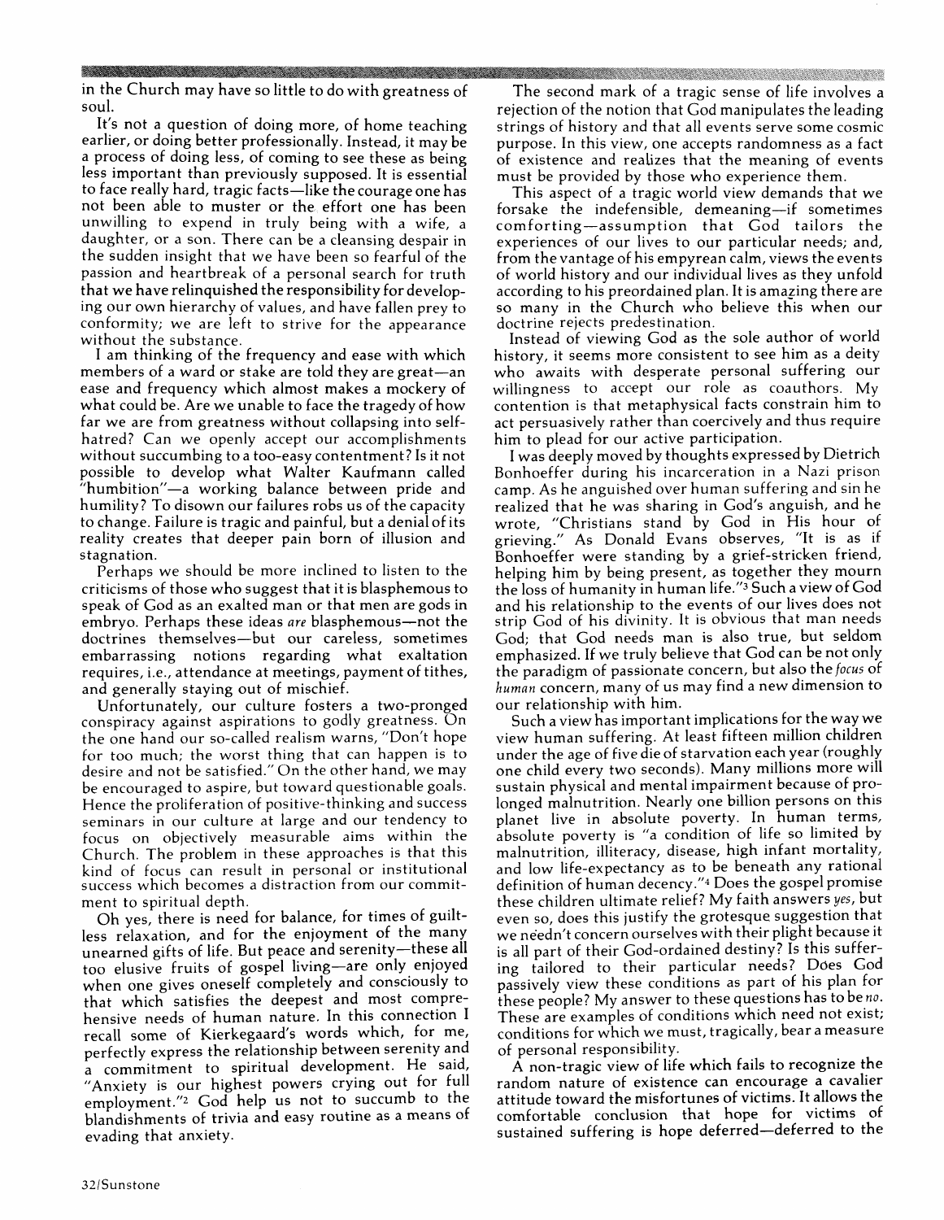in the Church may have so little to do with greatness of soul.

It's not a question of doing more, of home teaching earlier, or doing better professionally. Instead, it may be a process of doing less, of coming to see these as being less important than previously supposed. It is essential to face really hard, tragic facts—like the courage one has not been able to muster or the effort one has been unwilling to expend in truly being with a wife, a daughter, or a son. There can be a cleansing despair in the sudden insight that we have been so fearful of the passion and heartbreak of a personal search for truth that we have relinquished the responsibility for developing our own hierarchy of values, and have fallen prey to conformity; we are left to strive for the appearance without the substance.

I am thinking of the frequency and ease with which members of a ward or stake are told they are great—an ease and frequency which almost makes a mockery of what could be. Are we unable to face the tragedy of how far we are from greatness without collapsing into self-hatred? Can we openly accept our accomplishments without succumbing to a too-easy contentment? Is it not possible to develop what Walter Kaufmann called "humbition"—a working balance between pride and humility? To disown our failures robs us of the capacity to change. Failure is tragic and painful, but a denial of its reality creates that deeper pain born of illusion and stagnation.

Perhaps we should be more inclined to listen to the criticisms of those who suggest that it is blasphemous to speak of God as an exalted man or that men are gods in embryo. Perhaps these ideas *are* blasphemous—not the doctrines themselves—but our careless, sometimes embarrassing notions regarding what exaltation requires, i.e., attendance at meetings, payment of tithes, and generally staying out of mischief.

Unfortunately, our culture fosters a two-pronged conspiracy against aspirations to godly greatness. On the one hand our so-called realism warns, "Don't hope for too much; the worst thing that can happen is to desire and not be satisfied." On the other hand, we may be encouraged to aspire, but toward questionable goals. Hence the proliferation of positive-thinking and success seminars in our culture at large and our tendency to focus on objectively measurable aims within the Church. The problem in these approaches is that this kind of focus can result in personal or institutional success which becomes a distraction from our commitment to spiritual depth.

Oh yes, there is need for balance, for times of guiltless relaxation, and for the enjoyment of the many unearned gifts of life. But peace and serenity—these all too elusive fruits of gospel living—are only enjoyed when one gives oneself completely and consciously to that which satisfies the deepest and most comprehensive needs of human nature. In this connection I recall some of Kierkegaard's words which, for me, perfectly express the relationship between serenity and a commitment to spiritual development. He said, "Anxiety is our highest powers crying out for full employment."[2] God help us not to succumb to the blandishments of trivia and easy routine as a means of evading that anxiety.

The second mark of a tragic sense of life involves a rejection of the notion that God manipulates the leading strings of history and that all events serve some cosmic purpose. In this view, one accepts randomness as a fact of existence and realizes that the meaning of events must be provided by those who experience them.

This aspect of a tragic world view demands that we forsake the indefensible, demeaning—if sometimes comforting—assumption that God tailors the experiences of our lives to our particular needs; and, from the vantage of his empyrean calm, views the events of world history and our individual lives as they unfold according to his preordained plan. It is amazing there are so many in the Church who believe this when our doctrine rejects predestination.

Instead of viewing God as the sole author of world history, it seems more consistent to see him as a deity who awaits with desperate personal suffering our willingness to accept our role as coauthors. My contention is that metaphysical facts constrain him to act persuasively rather than coercively and thus require him to plead for our active participation.

I was deeply moved by thoughts expressed by Dietrich Bonhoeffer during his incarceration in a Nazi prison camp. As he anguished over human suffering and sin he realized that he was sharing in God's anguish, and he wrote, "Christians stand by God in His hour of grieving." As Donald Evans observes, "It is as if Bonhoeffer were standing by a grief-stricken friend, helping him by being present, as together they mourn the loss of humanity in human life."[3] Such a view of God and his relationship to the events of our lives does not strip God of his divinity. It is obvious that man needs God; that God needs man is also true, but seldom emphasized. If we truly believe that God can be not only the paradigm of passionate concern, but also the *focus* of *human* concern, many of us may find a new dimension to our relationship with him.

Such a view has important implications for the way we view human suffering. At least fifteen million children under the age of five die of starvation each year (roughly one child every two seconds). Many millions more will sustain physical and mental impairment because of prolonged malnutrition. Nearly one billion persons on this planet live in absolute poverty. In human terms, absolute poverty is "a condition of life so limited by malnutrition, illiteracy, disease, high infant mortality, and low life-expectancy as to be beneath any rational definition of human decency."[4] Does the gospel promise these children ultimate relief? My faith answers *yes*, but even so, does this justify the grotesque suggestion that we needn't concern ourselves with their plight because it is all part of their God-ordained destiny? Is this suffering tailored to their particular needs? Does God passively view these conditions as part of his plan for these people? My answer to these questions has to be *no*. These are examples of conditions which need not exist; conditions for which we must, tragically, bear a measure of personal responsibility.

A non-tragic view of life which fails to recognize the random nature of existence can encourage a cavalier attitude toward the misfortunes of victims. It allows the comfortable conclusion that hope for victims of sustained suffering is hope deferred—deferred to the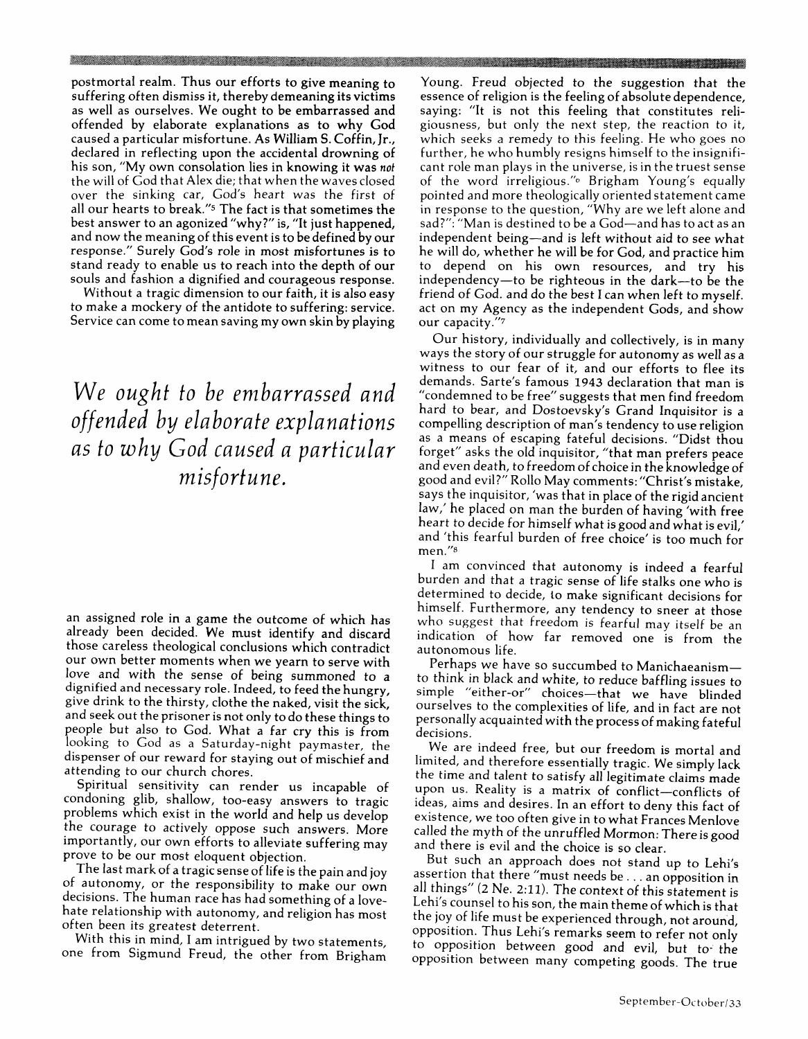postmortal realm. Thus our efforts to give meaning to suffering often dismiss it, thereby demeaning its victims as well as ourselves. We ought to be embarrassed and offended by elaborate explanations as to why God caused a particular misfortune. As William S. Coffin, Jr., declared in reflecting upon the accidental drowning of his son, "My own consolation lies in knowing it was *not* the will of God that Alex die; that when the waves closed over the sinking car, God's heart was the first of all our hearts to break."[5] The fact is that sometimes the best answer to an agonized "why?" is, "It just happened, and now the meaning of this event is to be defined by our response." Surely God's role in most misfortunes is to stand ready to enable us to reach into the depth of our souls and fashion a dignified and courageous response.

Without a tragic dimension to our faith, it is also easy to make a mockery of the antidote to suffering: service. Service can come to mean saving my own skin by playing an assigned role in a game the outcome of which has already been decided. We must identify and discard those careless theological conclusions which contradict our own better moments when we yearn to serve with love and with the sense of being summoned to a dignified and necessary role. Indeed, to feed the hungry, give drink to the thirsty, clothe the naked, visit the sick, and seek out the prisoner is not only to do these things to people but also to God. What a far cry this is from looking to God as a Saturday-night paymaster, the dispenser of our reward for staying out of mischief and attending to our church chores.

*We ought to be embarrassed and offended by elaborate explanations as to why God caused a particular misfortune.*

Spiritual sensitivity can render us incapable of condoning glib, shallow, too-easy answers to tragic problems which exist in the world and help us develop the courage to actively oppose such answers. More importantly, our own efforts to alleviate suffering may prove to be our most eloquent objection.

The last mark of a tragic sense of life is the pain and joy of autonomy, or the responsibility to make our own decisions. The human race has had something of a love-hate relationship with autonomy, and religion has most often been its greatest deterrent.

With this in mind, I am intrigued by two statements, one from Sigmund Freud, the other from Brigham Young. Freud objected to the suggestion that the essence of religion is the feeling of absolute dependence, saying: "It is not this feeling that constitutes religiousness, but only the next step, the reaction to it, which seeks a remedy to this feeling. He who goes no further, he who humbly resigns himself to the insignificant role man plays in the universe, is in the truest sense of the word irreligious."[6] Brigham Young's equally pointed and more theologically oriented statement came in response to the question, "Why are we left alone and sad?": "Man is destined to be a God—and has to act as an independent being—and is left without aid to see what he will do, whether he will be for God, and practice him to depend on his own resources, and try his independency—to be righteous in the dark—to be the friend of God. and do the best I can when left to myself. act on my Agency as the independent Gods, and show our capacity."[7]

Our history, individually and collectively, is in many ways the story of our struggle for autonomy as well as a witness to our fear of it, and our efforts to flee its demands. Sarte's famous 1943 declaration that man is "condemned to be free" suggests that men find freedom hard to bear, and Dostoevsky's Grand Inquisitor is a compelling description of man's tendency to use religion as a means of escaping fateful decisions. "Didst thou forget" asks the old inquisitor, "that man prefers peace and even death, to freedom of choice in the knowledge of good and evil?" Rollo May comments: "Christ's mistake, says the inquisitor, 'was that in place of the rigid ancient law,' he placed on man the burden of having 'with free heart to decide for himself what is good and what is evil,' and 'this fearful burden of free choice' is too much for men."[8]

I am convinced that autonomy is indeed a fearful burden and that a tragic sense of life stalks one who is determined to decide, to make significant decisions for himself. Furthermore, any tendency to sneer at those who suggest that freedom is fearful may itself be an indication of how far removed one is from the autonomous life.

Perhaps we have so succumbed to Manichaeanism—to think in black and white, to reduce baffling issues to simple "either-or" choices—that we have blinded ourselves to the complexities of life, and in fact are not personally acquainted with the process of making fateful decisions.

We are indeed free, but our freedom is mortal and limited, and therefore essentially tragic. We simply lack the time and talent to satisfy all legitimate claims made upon us. Reality is a matrix of conflict—conflicts of ideas, aims and desires. In an effort to deny this fact of existence, we too often give in to what Frances Menlove called the myth of the unruffled Mormon: There is good and there is evil and the choice is so clear.

But such an approach does not stand up to Lehi's assertion that there "must needs be . . . an opposition in all things" (2 Ne. 2:11). The context of this statement is Lehi's counsel to his son, the main theme of which is that the joy of life must be experienced through, not around, opposition. Thus Lehi's remarks seem to refer not only to opposition between good and evil, but to the opposition between many competing goods. The true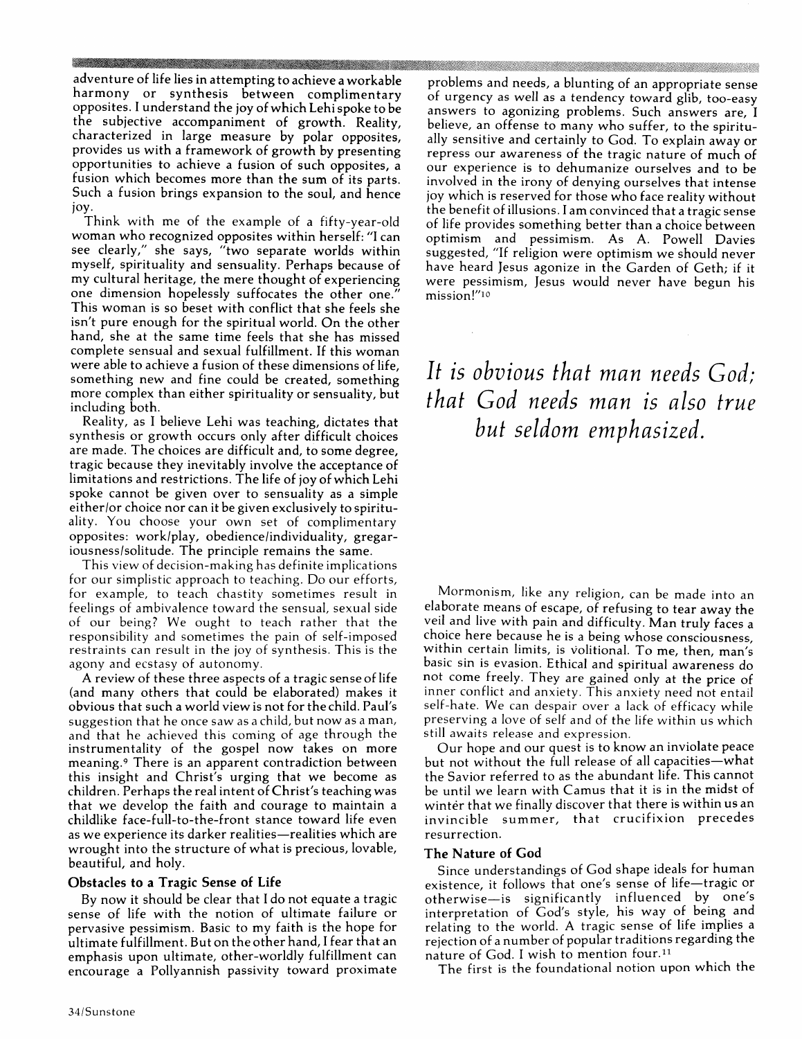adventure of life lies in attempting to achieve a workable harmony or synthesis between complimentary opposites. I understand the joy of which Lehi spoke to be the subjective accompaniment of growth. Reality, characterized in large measure by polar opposites, provides us with a framework of growth by presenting opportunities to achieve a fusion of such opposites, a fusion which becomes more than the sum of its parts. Such a fusion brings expansion to the soul, and hence joy.

Think with me of the example of a fifty-year-old woman who recognized opposites within herself: "I can see clearly," she says, "two separate worlds within myself, spirituality and sensuality. Perhaps because of my cultural heritage, the mere thought of experiencing one dimension hopelessly suffocates the other one." This woman is so beset with conflict that she feels she isn't pure enough for the spiritual world. On the other hand, she at the same time feels that she has missed complete sensual and sexual fulfillment. If this woman were able to achieve a fusion of these dimensions of life, something new and fine could be created, something more complex than either spirituality or sensuality, but including both.

Reality, as I believe Lehi was teaching, dictates that synthesis or growth occurs only after difficult choices are made. The choices are difficult and, to some degree, tragic because they inevitably involve the acceptance of limitations and restrictions. The life of joy of which Lehi spoke cannot be given over to sensuality as a simple either/or choice nor can it be given exclusively to spirituality. You choose your own set of complimentary opposites: work/play, obedience/individuality, gregariousness/solitude. The principle remains the same.

This view of decision-making has definite implications for our simplistic approach to teaching. Do our efforts, for example, to teach chastity sometimes result in feelings of ambivalence toward the sensual, sexual side of our being? We ought to teach rather that the responsibility and sometimes the pain of self-imposed restraints can result in the joy of synthesis. This is the agony and ecstasy of autonomy.

A review of these three aspects of a tragic sense of life (and many others that could be elaborated) makes it obvious that such a world view is not for the child. Paul's suggestion that he once saw as a child, but now as a man, and that he achieved this coming of age through the instrumentality of the gospel now takes on more meaning.[9] There is an apparent contradiction between this insight and Christ's urging that we become as children. Perhaps the real intent of Christ's teaching was that we develop the faith and courage to maintain a childlike face-full-to-the-front stance toward life even as we experience its darker realities—realities which are wrought into the structure of what is precious, lovable, beautiful, and holy.

### Obstacles to a Tragic Sense of Life

By now it should be clear that I do not equate a tragic sense of life with the notion of ultimate failure or pervasive pessimism. Basic to my faith is the hope for ultimate fulfillment. But on the other hand, I fear that an emphasis upon ultimate, other-worldly fulfillment can encourage a Pollyannish passivity toward proximate problems and needs, a blunting of an appropriate sense of urgency as well as a tendency toward glib, too-easy answers to agonizing problems. Such answers are, I believe, an offense to many who suffer, to the spiritually sensitive and certainly to God. To explain away or repress our awareness of the tragic nature of much of our experience is to dehumanize ourselves and to be involved in the irony of denying ourselves that intense joy which is reserved for those who face reality without the benefit of illusions. I am convinced that a tragic sense of life provides something better than a choice between optimism and pessimism. As A. Powell Davies suggested, "If religion were optimism we should never have heard Jesus agonize in the Garden of Geth; if it were pessimism, Jesus would never have begun his mission!"[10]

*It is obvious that man needs God; that God needs man is also true but seldom emphasized.*

Mormonism, like any religion, can be made into an elaborate means of escape, of refusing to tear away the veil and live with pain and difficulty. Man truly faces a choice here because he is a being whose consciousness, within certain limits, is volitional. To me, then, man's basic sin is evasion. Ethical and spiritual awareness do not come freely. They are gained only at the price of inner conflict and anxiety. This anxiety need not entail self-hate. We can despair over a lack of efficacy while preserving a love of self and of the life within us which still awaits release and expression.

Our hope and our quest is to know an inviolate peace but not without the full release of all capacities—what the Savior referred to as the abundant life. This cannot be until we learn with Camus that it is in the midst of winter that we finally discover that there is within us an invincible summer, that crucifixion precedes resurrection.

### The Nature of God

Since understandings of God shape ideals for human existence, it follows that one's sense of life—tragic or otherwise—is significantly influenced by one's interpretation of God's style, his way of being and relating to the world. A tragic sense of life implies a rejection of a number of popular traditions regarding the nature of God. I wish to mention four.[11]

The first is the foundational notion upon which the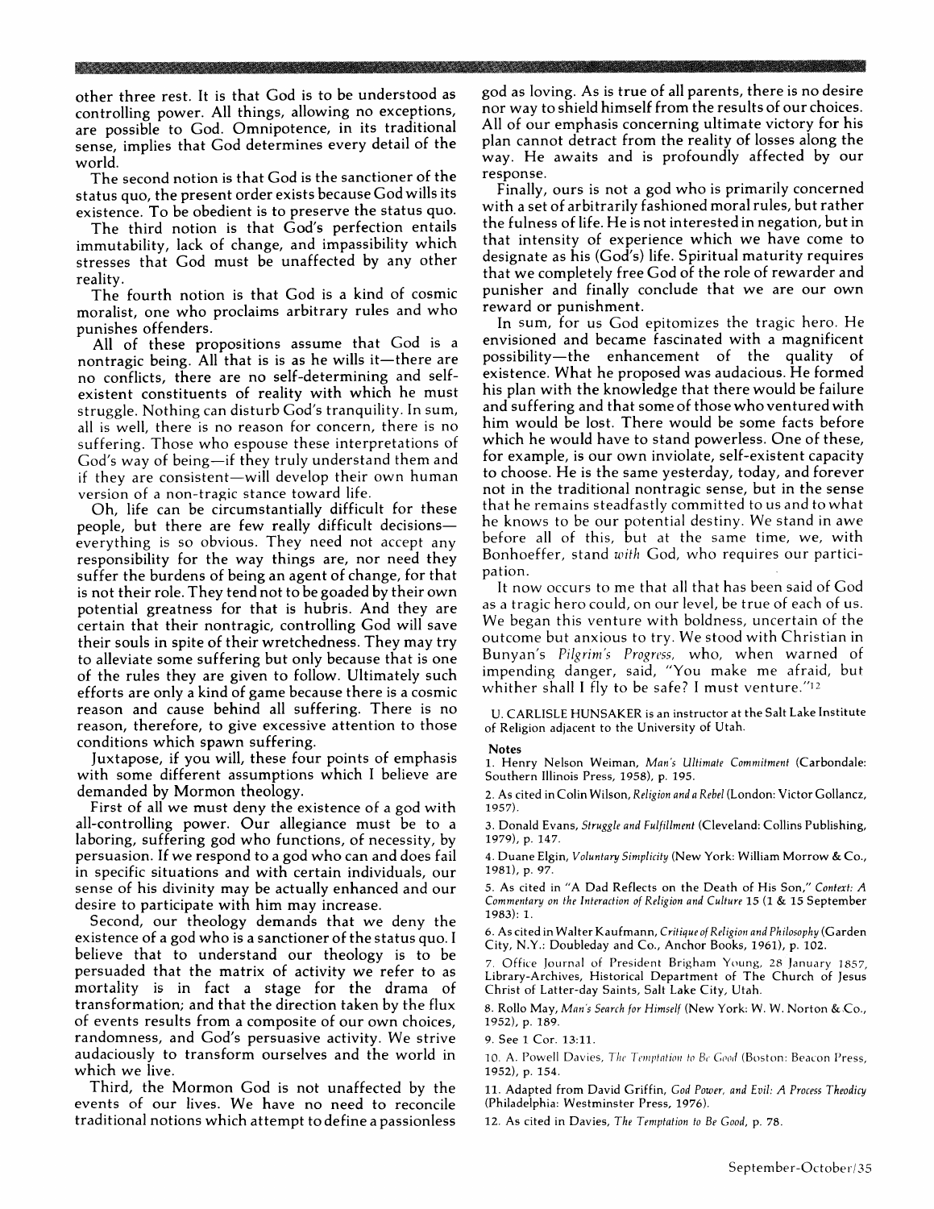other three rest. It is that God is to be understood as controlling power. All things, allowing no exceptions, are possible to God. Omnipotence, in its traditional sense, implies that God determines every detail of the world.

The second notion is that God is the sanctioner of the status quo, the present order exists because God wills its existence. To be obedient is to preserve the status quo.

The third notion is that God's perfection entails immutability, lack of change, and impassibility which stresses that God must be unaffected by any other reality.

The fourth notion is that God is a kind of cosmic moralist, one who proclaims arbitrary rules and who punishes offenders.

All of these propositions assume that God is a nontragic being. All that is is as he wills it—there are no conflicts, there are no self-determining and self-existent constituents of reality with which he must struggle. Nothing can disturb God's tranquility. In sum, all is well, there is no reason for concern, there is no suffering. Those who espouse these interpretations of God's way of being—if they truly understand them and if they are consistent—will develop their own human version of a non-tragic stance toward life.

Oh, life can be circumstantially difficult for these people, but there are few really difficult decisions—everything is so obvious. They need not accept any responsibility for the way things are, nor need they suffer the burdens of being an agent of change, for that is not their role. They tend not to be goaded by their own potential greatness for that is hubris. And they are certain that their nontragic, controlling God will save their souls in spite of their wretchedness. They may try to alleviate some suffering but only because that is one of the rules they are given to follow. Ultimately such efforts are only a kind of game because there is a cosmic reason and cause behind all suffering. There is no reason, therefore, to give excessive attention to those conditions which spawn suffering.

Juxtapose, if you will, these four points of emphasis with some different assumptions which I believe are demanded by Mormon theology.

First of all we must deny the existence of a god with all-controlling power. Our allegiance must be to a laboring, suffering god who functions, of necessity, by persuasion. If we respond to a god who can and does fail in specific situations and with certain individuals, our sense of his divinity may be actually enhanced and our desire to participate with him may increase.

Second, our theology demands that we deny the existence of a god who is a sanctioner of the status quo. I believe that to understand our theology is to be persuaded that the matrix of activity we refer to as mortality is in fact a stage for the drama of transformation; and that the direction taken by the flux of events results from a composite of our own choices, randomness, and God's persuasive activity. We strive audaciously to transform ourselves and the world in which we live.

Third, the Mormon God is not unaffected by the events of our lives. We have no need to reconcile traditional notions which attempt to define a passionless god as loving. As is true of all parents, there is no desire nor way to shield himself from the results of our choices. All of our emphasis concerning ultimate victory for his plan cannot detract from the reality of losses along the way. He awaits and is profoundly affected by our response.

Finally, ours is not a god who is primarily concerned with a set of arbitrarily fashioned moral rules, but rather the fulness of life. He is not interested in negation, but in that intensity of experience which we have come to designate as his (God's) life. Spiritual maturity requires that we completely free God of the role of rewarder and punisher and finally conclude that we are our own reward or punishment.

In sum, for us God epitomizes the tragic hero. He envisioned and became fascinated with a magnificent possibility—the enhancement of the quality of existence. What he proposed was audacious. He formed his plan with the knowledge that there would be failure and suffering and that some of those who ventured with him would be lost. There would be some facts before which he would have to stand powerless. One of these, for example, is our own inviolate, self-existent capacity to choose. He is the same yesterday, today, and forever not in the traditional nontragic sense, but in the sense that he remains steadfastly committed to us and to what he knows to be our potential destiny. We stand in awe before all of this, but at the same time, we, with Bonhoeffer, stand *with* God, who requires our participation.

It now occurs to me that all that has been said of God as a tragic hero could, on our level, be true of each of us. We began this venture with boldness, uncertain of the outcome but anxious to try. We stood with Christian in Bunyan's *Pilgrim's Progress,* who, when warned of impending danger, said, "You make me afraid, but whither shall I fly to be safe? I must venture."[12]

U. CARLISLE HUNSAKER is an instructor at the Salt Lake Institute of Religion adjacent to the University of Utah.

**Notes**

1. Henry Nelson Weiman, *Man's Ultimate Commitment* (Carbondale: Southern Illinois Press, 1958), p. 195.
2. As cited in Colin Wilson, *Religion and a Rebel* (London: Victor Gollancz, 1957).
3. Donald Evans, *Struggle and Fulfillment* (Cleveland: Collins Publishing, 1979), p. 147.
4. Duane Elgin, *Voluntary Simplicity* (New York: William Morrow & Co., 1981), p. 97.
5. As cited in "A Dad Reflects on the Death of His Son," *Context: A Commentary on the Interaction of Religion and Culture* 15 (1 & 15 September 1983): 1.
6. As cited in Walter Kaufmann, *Critique of Religion and Philosophy* (Garden City, N.Y.: Doubleday and Co., Anchor Books, 1961), p. 102.
7. Office Journal of President Brigham Young, 28 January 1857, Library-Archives, Historical Department of The Church of Jesus Christ of Latter-day Saints, Salt Lake City, Utah.
8. Rollo May, *Man's Search for Himself* (New York: W. W. Norton & Co., 1952), p. 189.
9. See 1 Cor. 13:11.
10. A. Powell Davies, *The Temptation to Be Good* (Boston: Beacon Press, 1952), p. 154.
11. Adapted from David Griffin, *God Power, and Evil: A Process Theodicy* (Philadelphia: Westminster Press, 1976).
12. As cited in Davies, *The Temptation to Be Good*, p. 78.